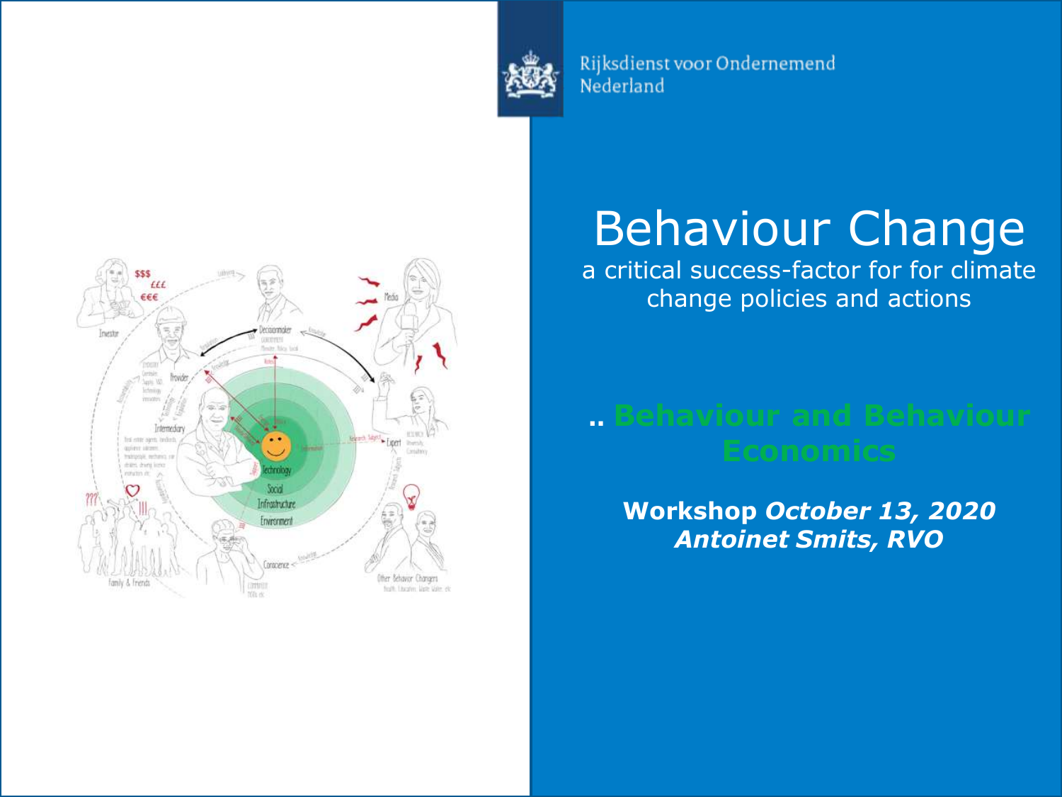Rijksdienst voor Ondernemend Nederland

# Behaviour Change

a critical success-factor for for climate change policies and actions

## .. Behaviour and Behaviour Economics

**Workshop *October 13, 2020***
***Antoinet Smits, RVO***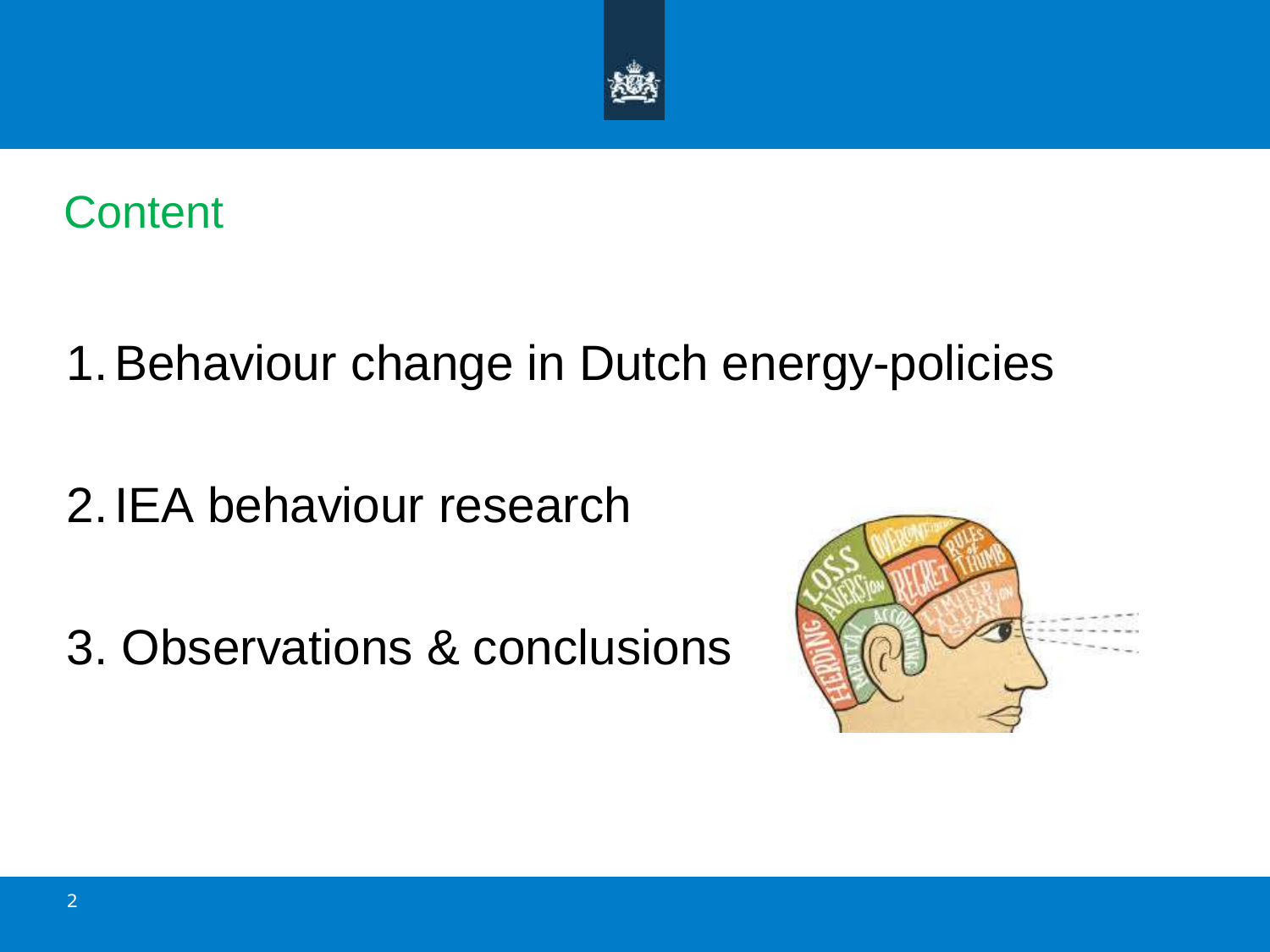# Content

1. Behaviour change in Dutch energy-policies

2. IEA behaviour research

3. Observations & conclusions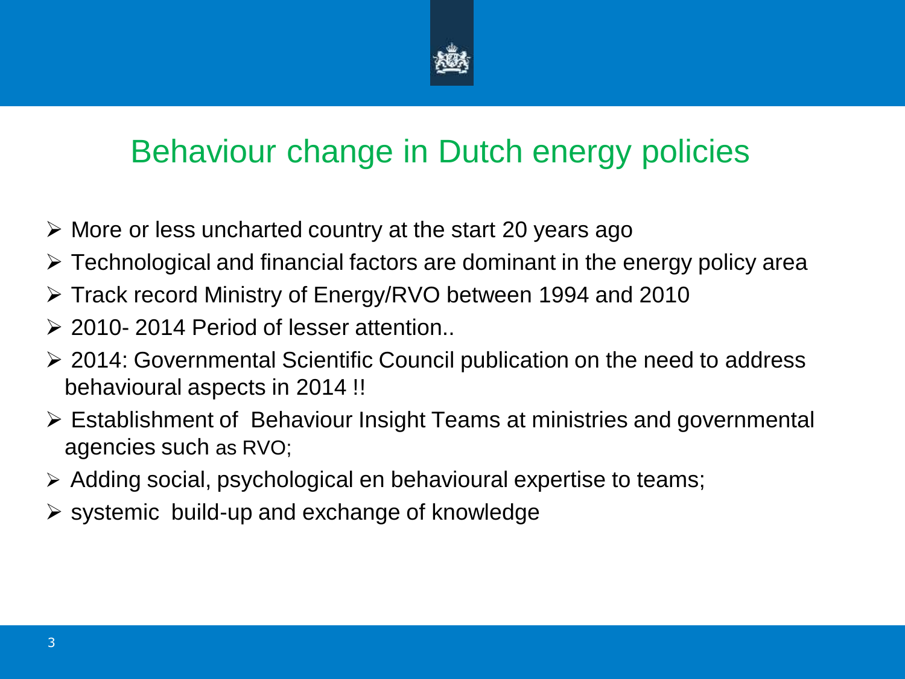# Behaviour change in Dutch energy policies

- More or less uncharted country at the start 20 years ago
- Technological and financial factors are dominant in the energy policy area
- Track record Ministry of Energy/RVO between 1994 and 2010
- 2010- 2014 Period of lesser attention..
- 2014: Governmental Scientific Council publication on the need to address behavioural aspects in 2014 !!
- Establishment of Behaviour Insight Teams at ministries and governmental agencies such as RVO;
- Adding social, psychological en behavioural expertise to teams;
- systemic build-up and exchange of knowledge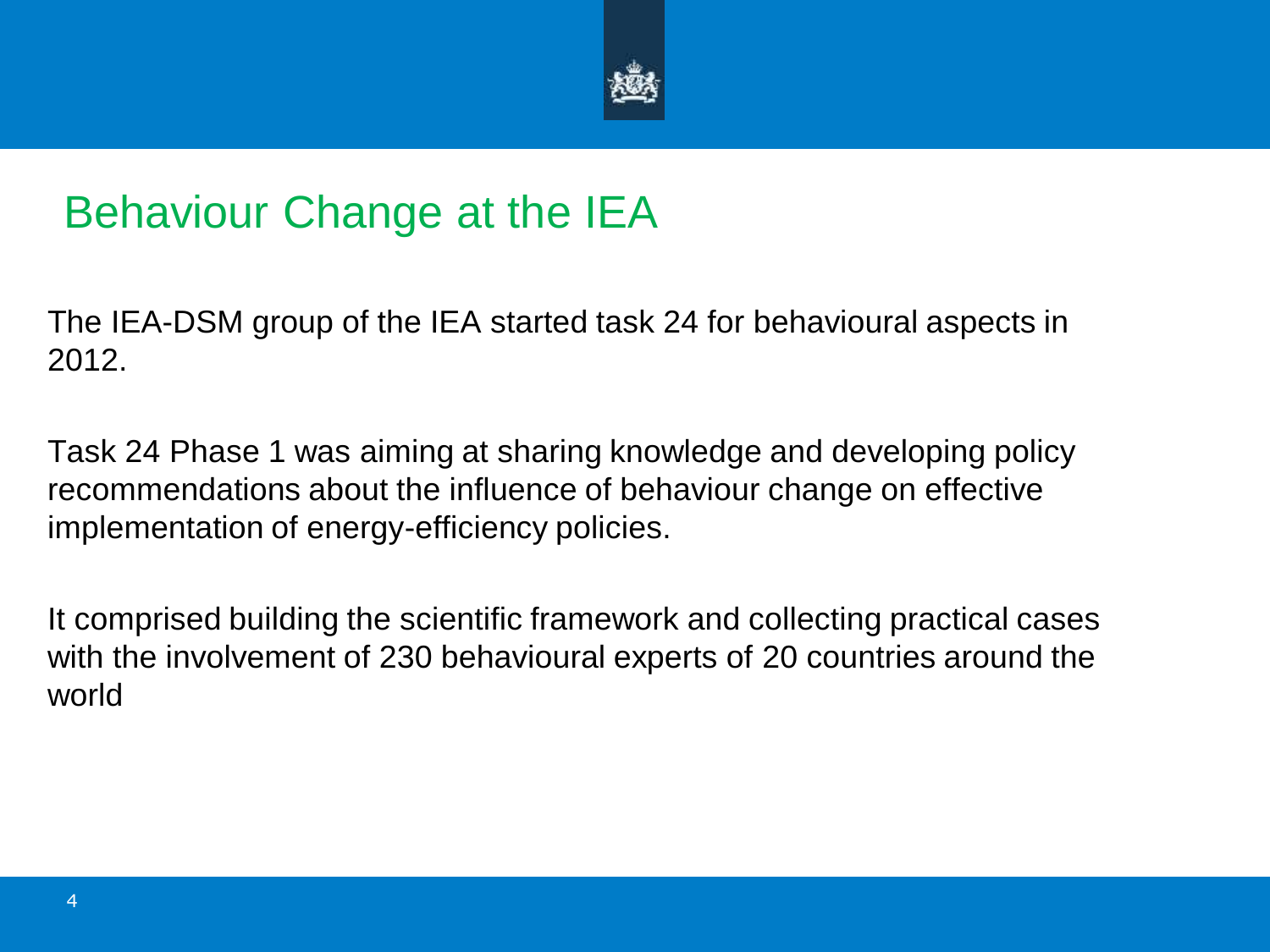# Behaviour Change at the IEA

The IEA-DSM group of the IEA started task 24 for behavioural aspects in 2012.

Task 24 Phase 1 was aiming at sharing knowledge and developing policy recommendations about the influence of behaviour change on effective implementation of energy-efficiency policies.

It comprised building the scientific framework and collecting practical cases with the involvement of 230 behavioural experts of 20 countries around the world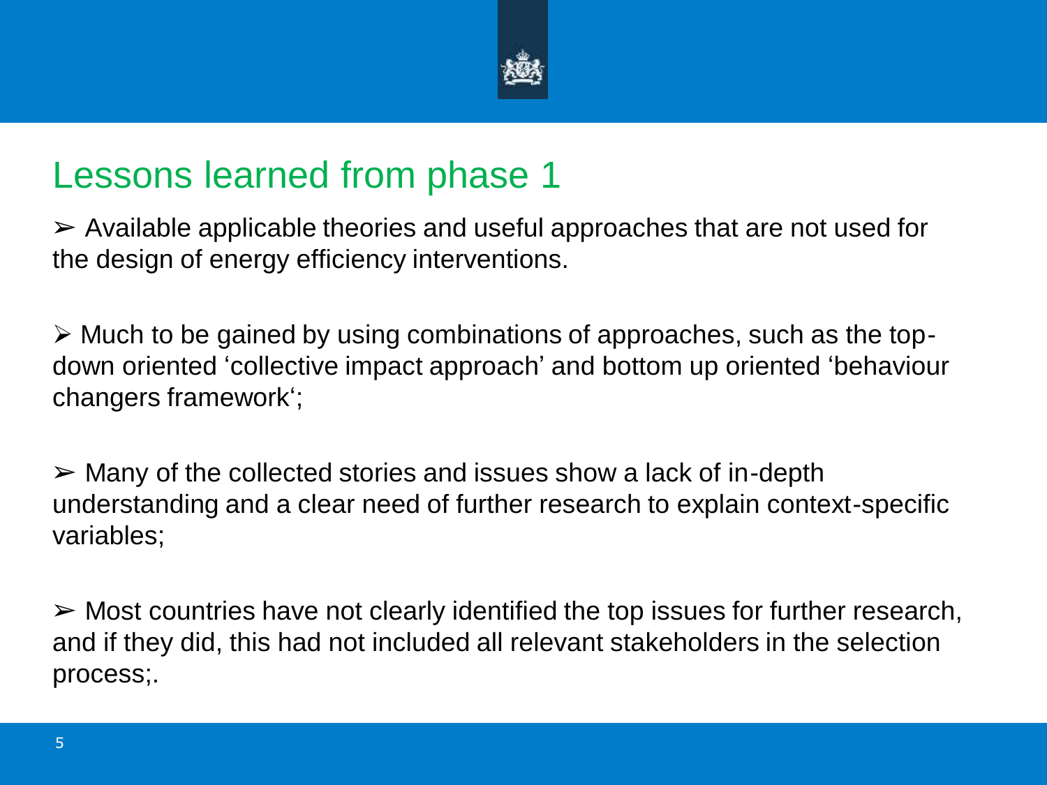## Lessons learned from phase 1

➢ Available applicable theories and useful approaches that are not used for the design of energy efficiency interventions.

➢ Much to be gained by using combinations of approaches, such as the top-down oriented ‘collective impact approach’ and bottom up oriented ‘behaviour changers framework‘;

➢ Many of the collected stories and issues show a lack of in-depth understanding and a clear need of further research to explain context-specific variables;

➢ Most countries have not clearly identified the top issues for further research, and if they did, this had not included all relevant stakeholders in the selection process;.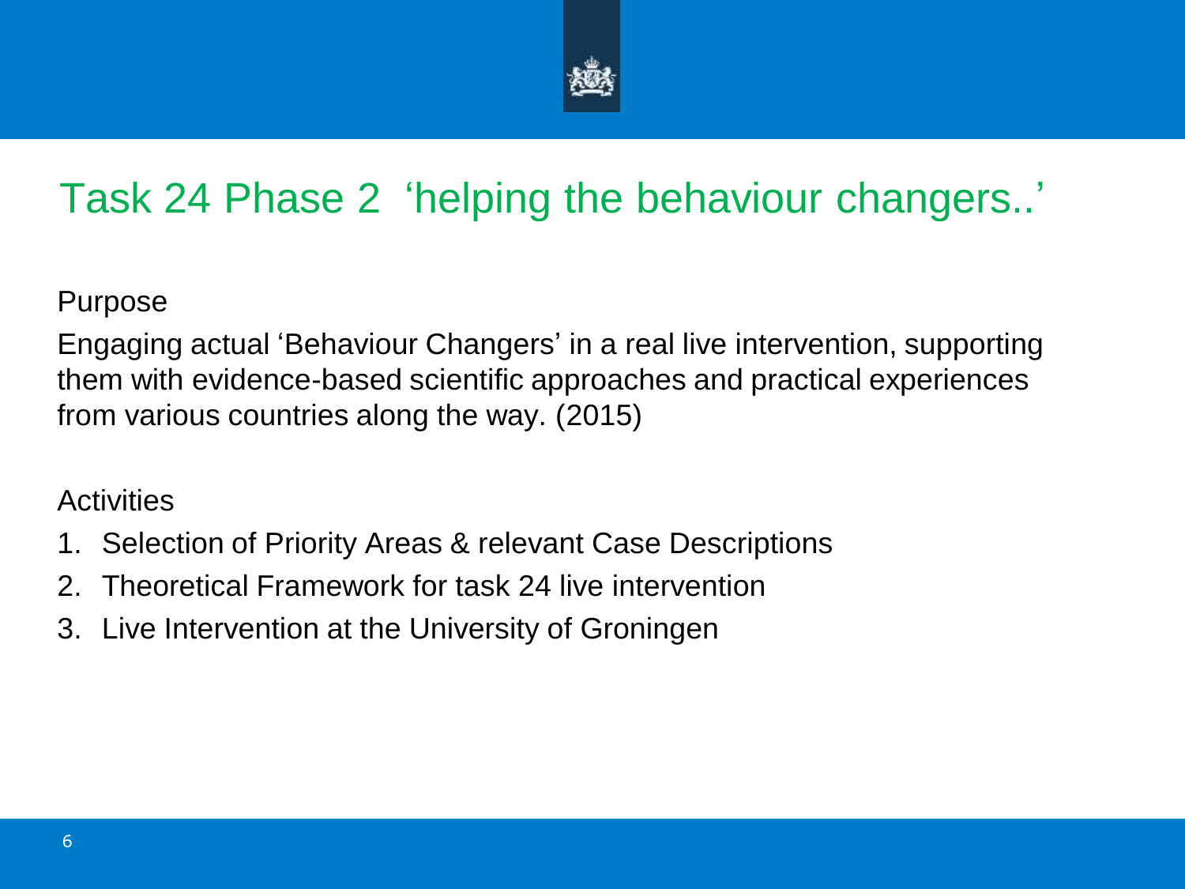# Task 24 Phase 2 ‘helping the behaviour changers..’

Purpose

Engaging actual ‘Behaviour Changers’ in a real live intervention, supporting them with evidence-based scientific approaches and practical experiences from various countries along the way. (2015)

Activities

1. Selection of Priority Areas & relevant Case Descriptions
2. Theoretical Framework for task 24 live intervention
3. Live Intervention at the University of Groningen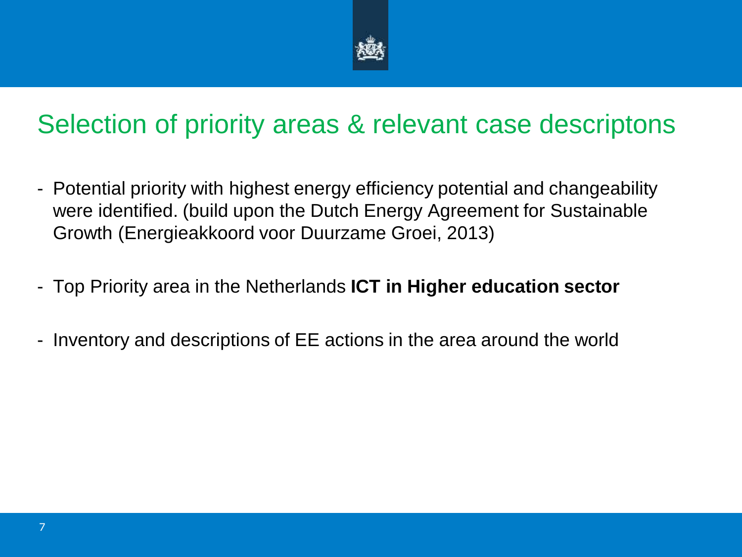# Selection of priority areas & relevant case descriptons

- Potential priority with highest energy efficiency potential and changeability were identified. (build upon the Dutch Energy Agreement for Sustainable Growth (Energieakkoord voor Duurzame Groei, 2013)

- Top Priority area in the Netherlands **ICT in Higher education sector**

- Inventory and descriptions of EE actions in the area around the world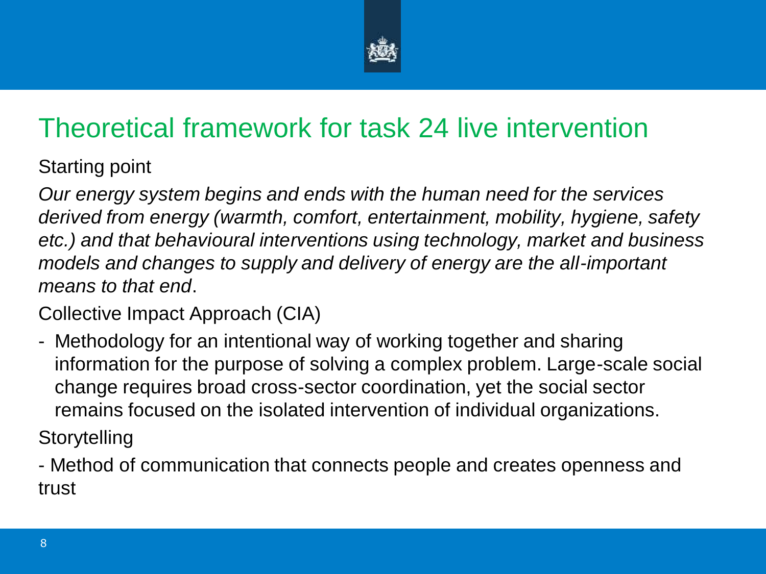# Theoretical framework for task 24 live intervention

Starting point

*Our energy system begins and ends with the human need for the services derived from energy (warmth, comfort, entertainment, mobility, hygiene, safety etc.) and that behavioural interventions using technology, market and business models and changes to supply and delivery of energy are the all-important means to that end*.

Collective Impact Approach (CIA)

- Methodology for an intentional way of working together and sharing information for the purpose of solving a complex problem. Large-scale social change requires broad cross-sector coordination, yet the social sector remains focused on the isolated intervention of individual organizations.

Storytelling

- Method of communication that connects people and creates openness and trust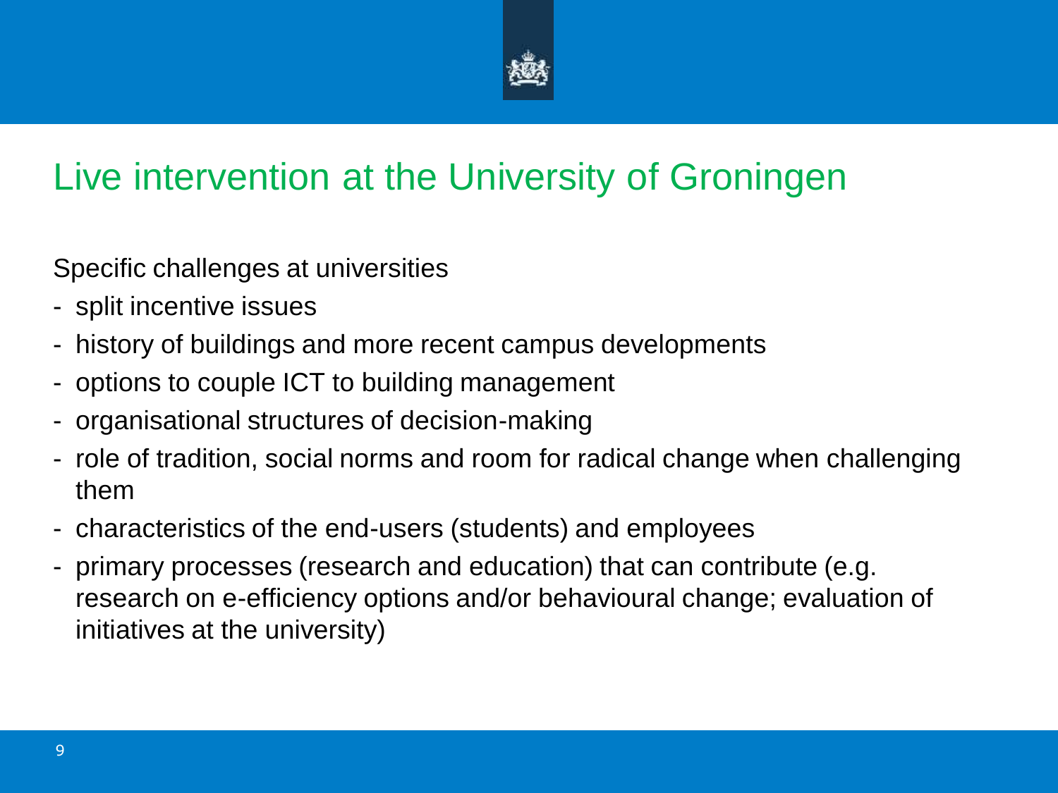# Live intervention at the University of Groningen

Specific challenges at universities

- split incentive issues
- history of buildings and more recent campus developments
- options to couple ICT to building management
- organisational structures of decision-making
- role of tradition, social norms and room for radical change when challenging them
- characteristics of the end-users (students) and employees
- primary processes (research and education) that can contribute (e.g. research on e-efficiency options and/or behavioural change; evaluation of initiatives at the university)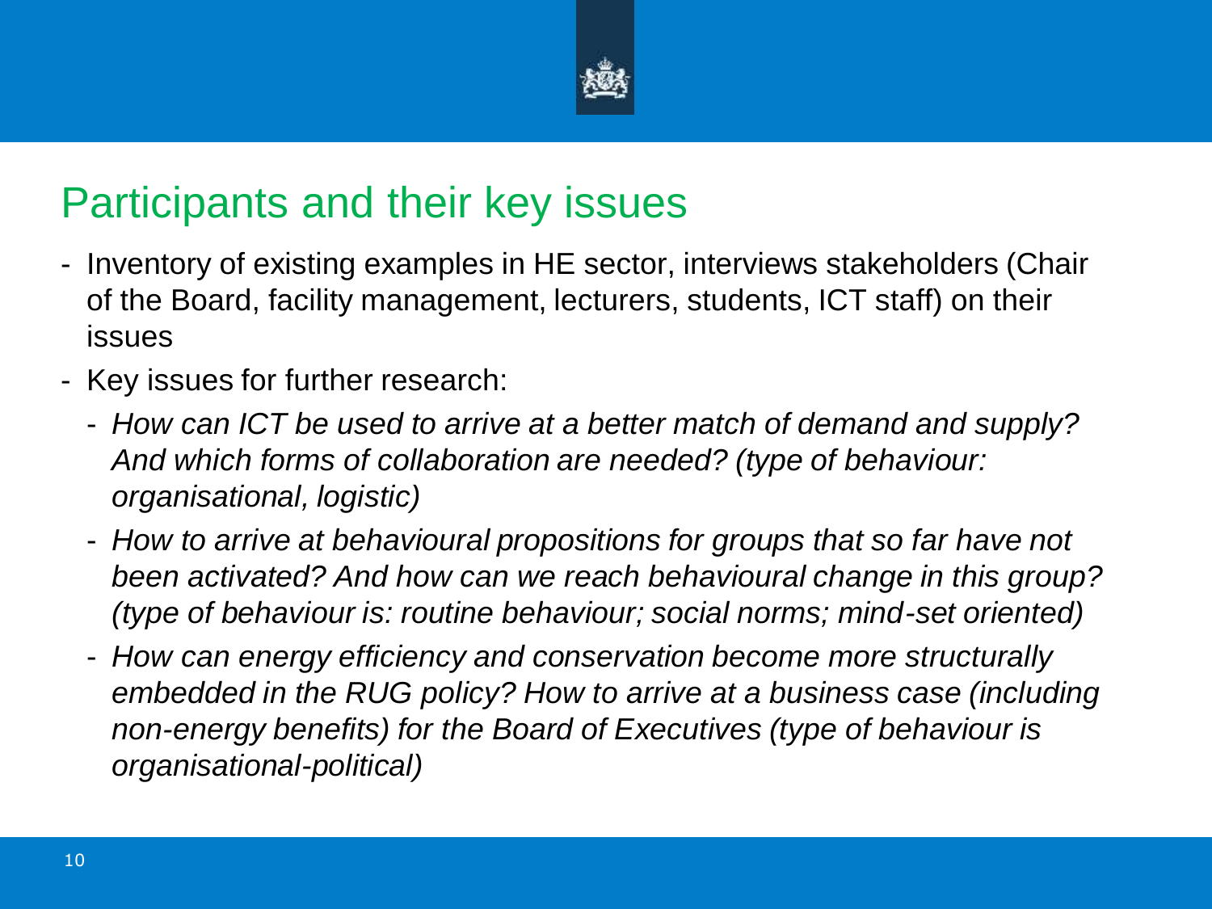# Participants and their key issues

- Inventory of existing examples in HE sector, interviews stakeholders (Chair of the Board, facility management, lecturers, students, ICT staff) on their issues
- Key issues for further research:
  - *How can ICT be used to arrive at a better match of demand and supply? And which forms of collaboration are needed? (type of behaviour: organisational, logistic)*
  - *How to arrive at behavioural propositions for groups that so far have not been activated? And how can we reach behavioural change in this group? (type of behaviour is: routine behaviour; social norms; mind-set oriented)*
  - *How can energy efficiency and conservation become more structurally embedded in the RUG policy? How to arrive at a business case (including non-energy benefits) for the Board of Executives (type of behaviour is organisational-political)*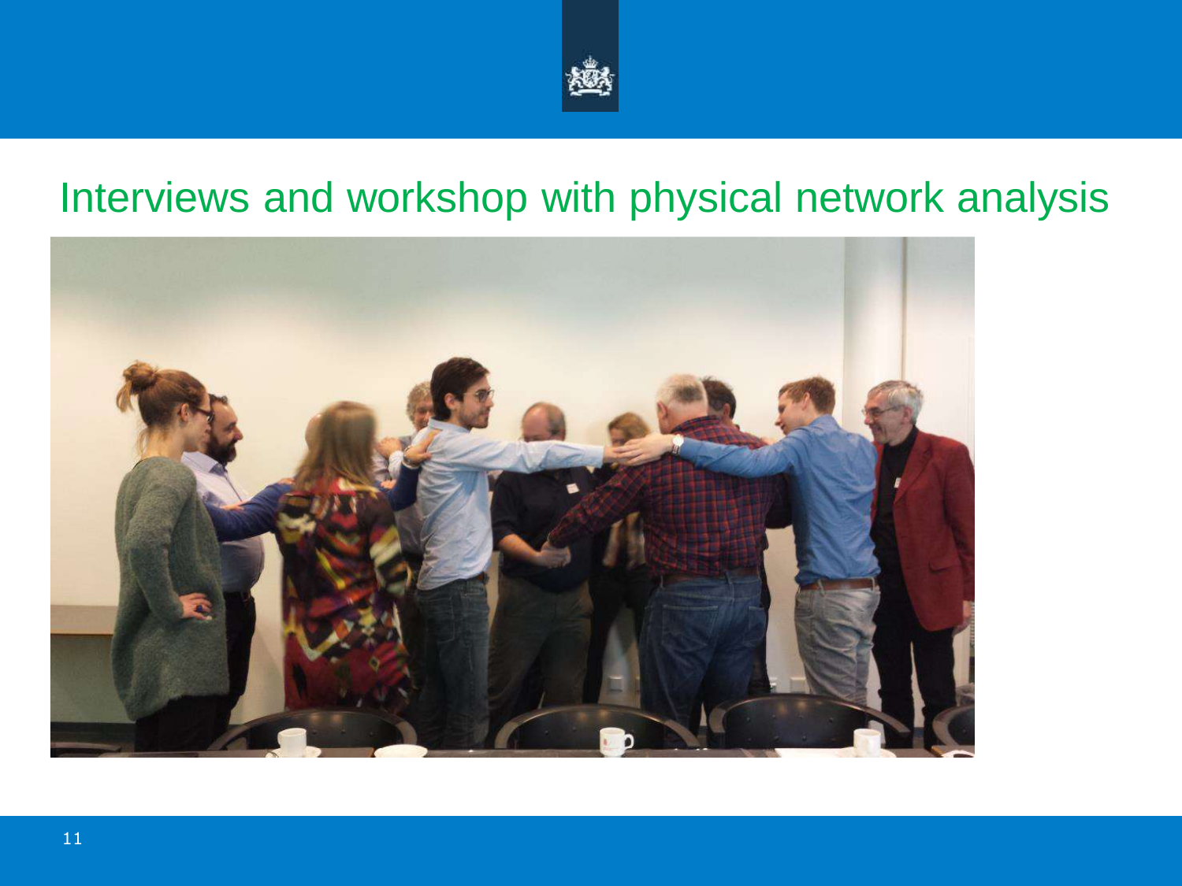# Interviews and workshop with physical network analysis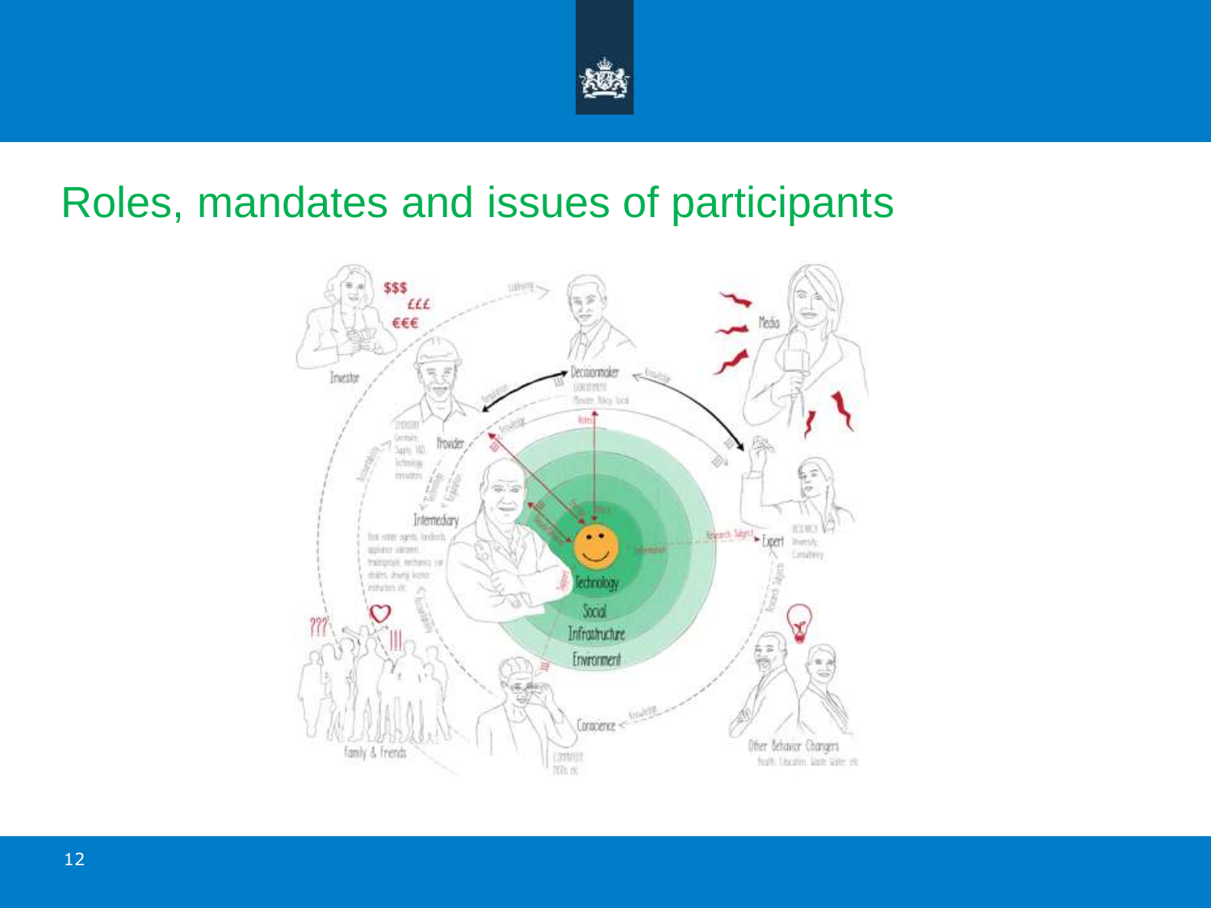# Roles, mandates and issues of participants

Investor

$$$

£££

€€€

Decisionmaker

Provider

Intermediary

Media

Expert

Technology

Social

Infrastructure

Environment

Family & Friends

Conscience

Other Behavior Changers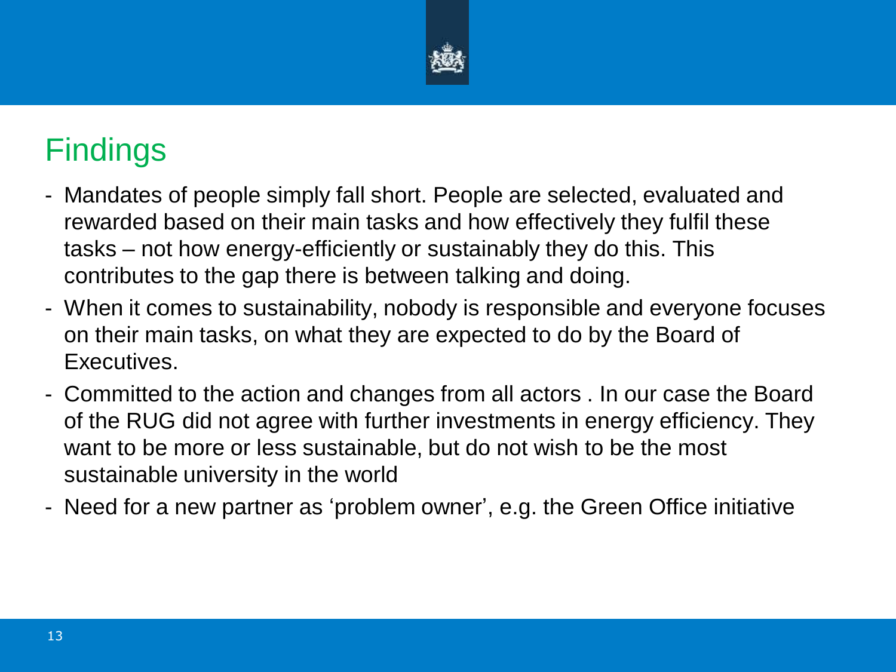# Findings

- Mandates of people simply fall short. People are selected, evaluated and rewarded based on their main tasks and how effectively they fulfil these tasks – not how energy-efficiently or sustainably they do this. This contributes to the gap there is between talking and doing.
- When it comes to sustainability, nobody is responsible and everyone focuses on their main tasks, on what they are expected to do by the Board of Executives.
- Committed to the action and changes from all actors . In our case the Board of the RUG did not agree with further investments in energy efficiency. They want to be more or less sustainable, but do not wish to be the most sustainable university in the world
- Need for a new partner as 'problem owner', e.g. the Green Office initiative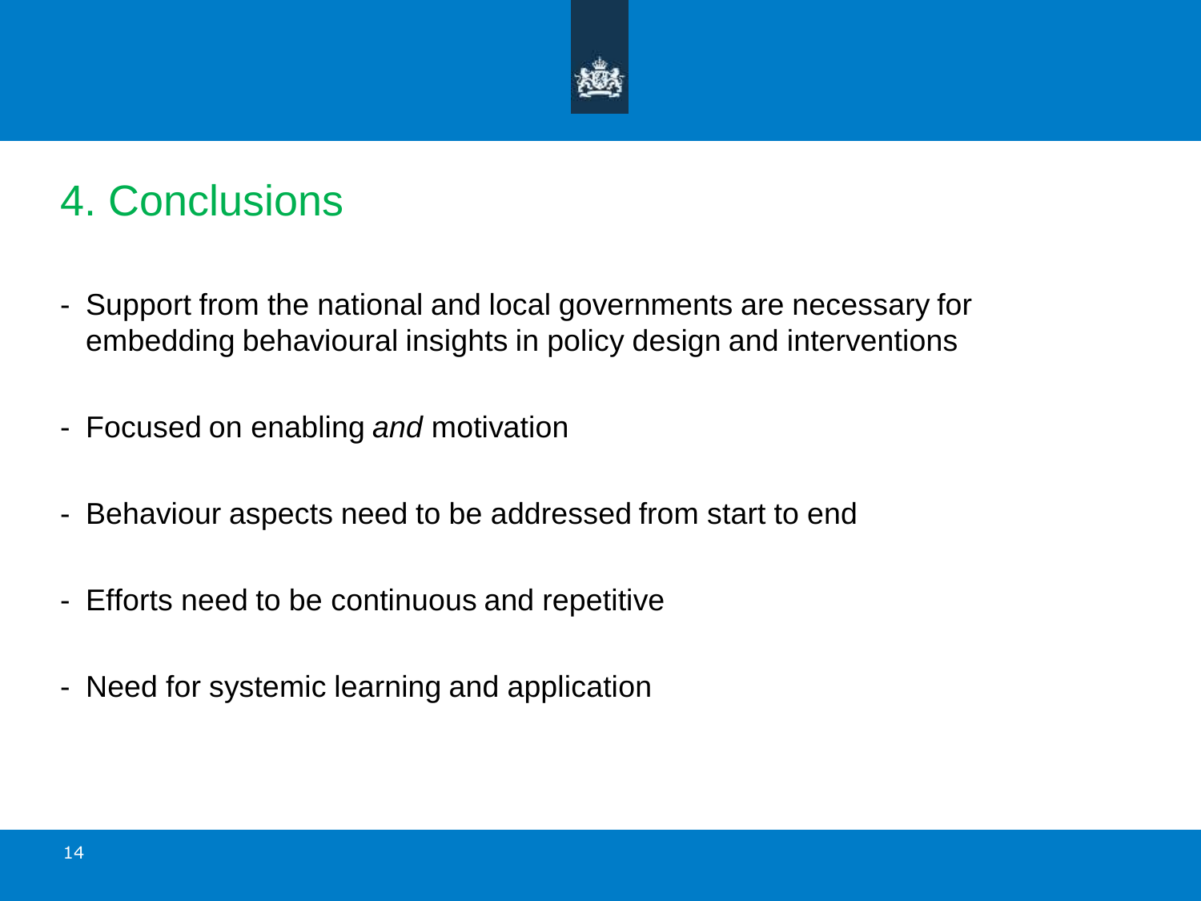# 4. Conclusions

- Support from the national and local governments are necessary for embedding behavioural insights in policy design and interventions
- Focused on enabling *and* motivation
- Behaviour aspects need to be addressed from start to end
- Efforts need to be continuous and repetitive
- Need for systemic learning and application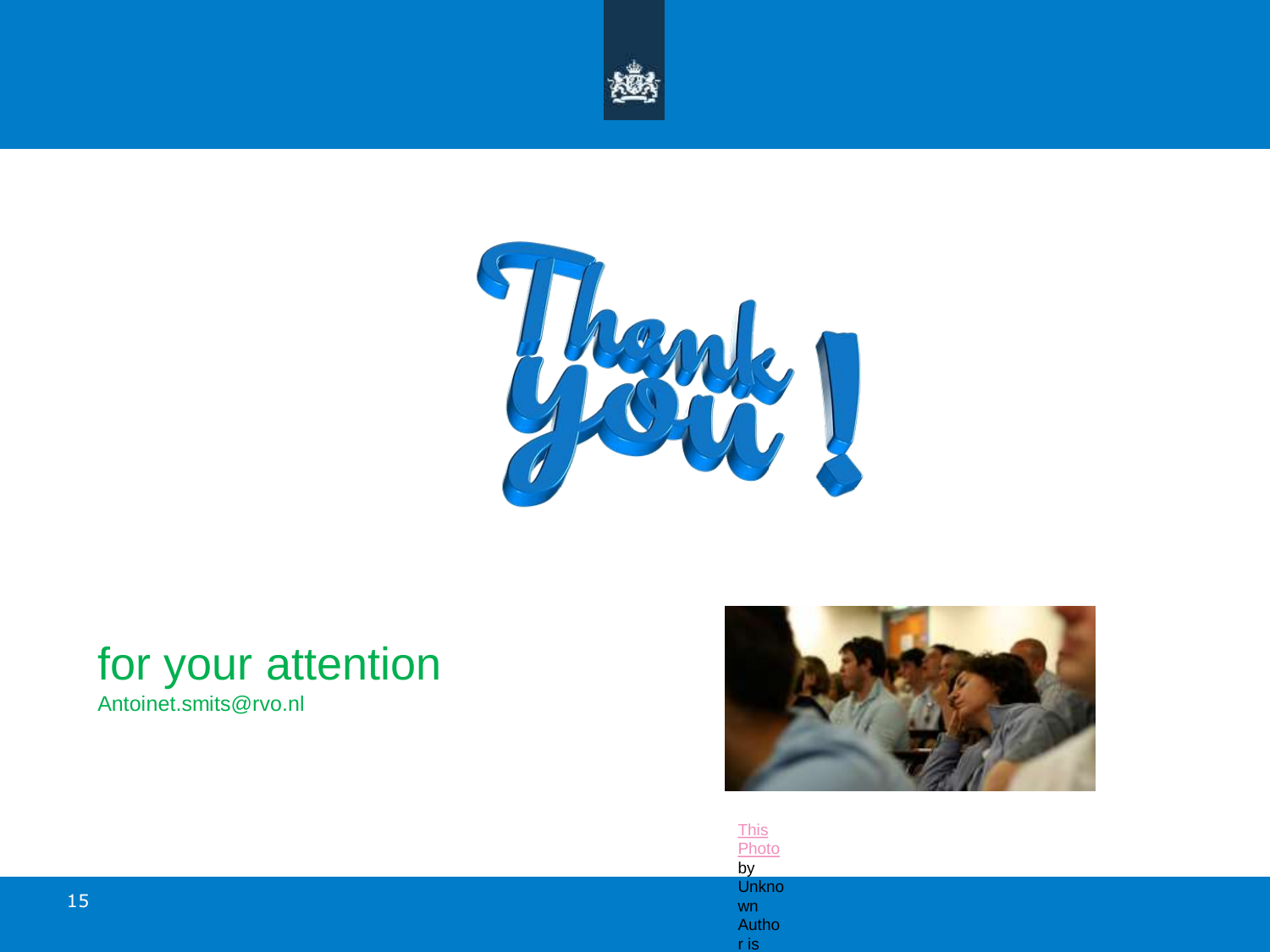Thank you!

for your attention

Antoinet.smits@rvo.nl

This Photo by Unknown Author is